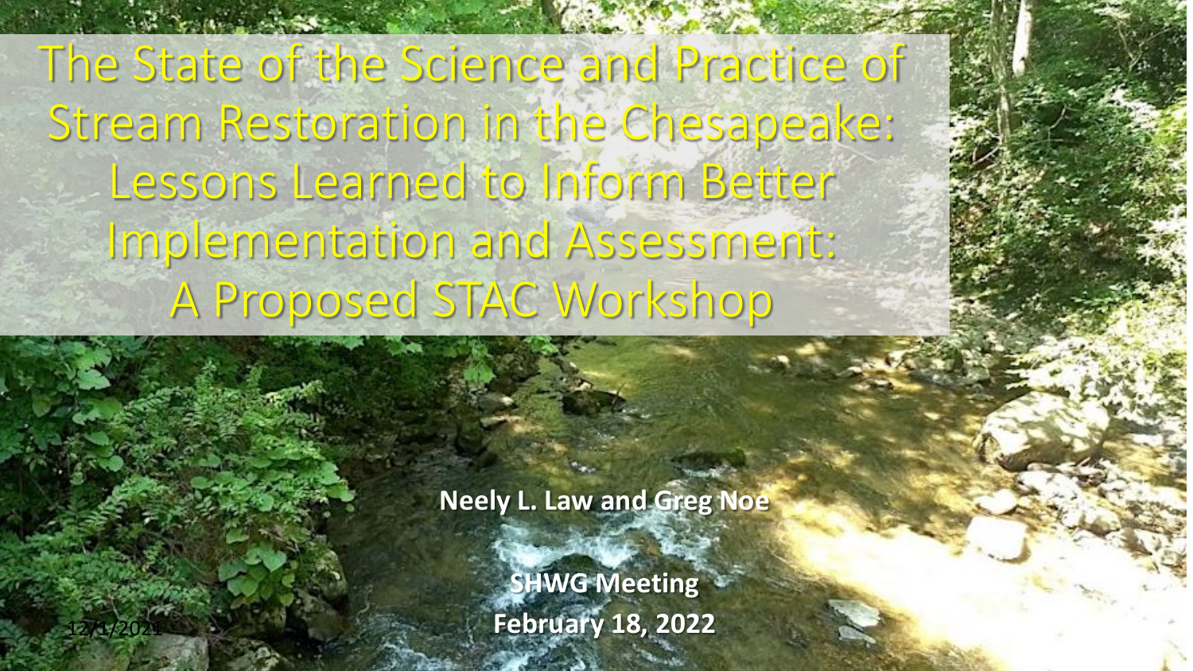# The State of the Science and Practice of Stream Restoration in the Chesapeake: Lessons Learned to Inform Better Implementation and Assessment: A Proposed STAC Workshop

**Neely L. Law and Greg Noe**

**SHWG Meeting**

**February 18, 2022**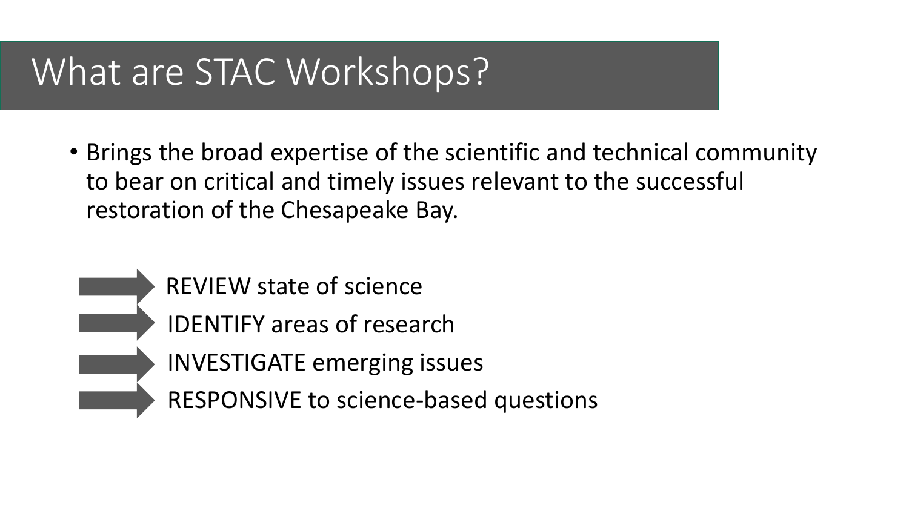# What are STAC Workshops?

- Brings the broad expertise of the scientific and technical community to bear on critical and timely issues relevant to the successful restoration of the Chesapeake Bay.

- REVIEW state of science
- IDENTIFY areas of research
- INVESTIGATE emerging issues
- RESPONSIVE to science-based questions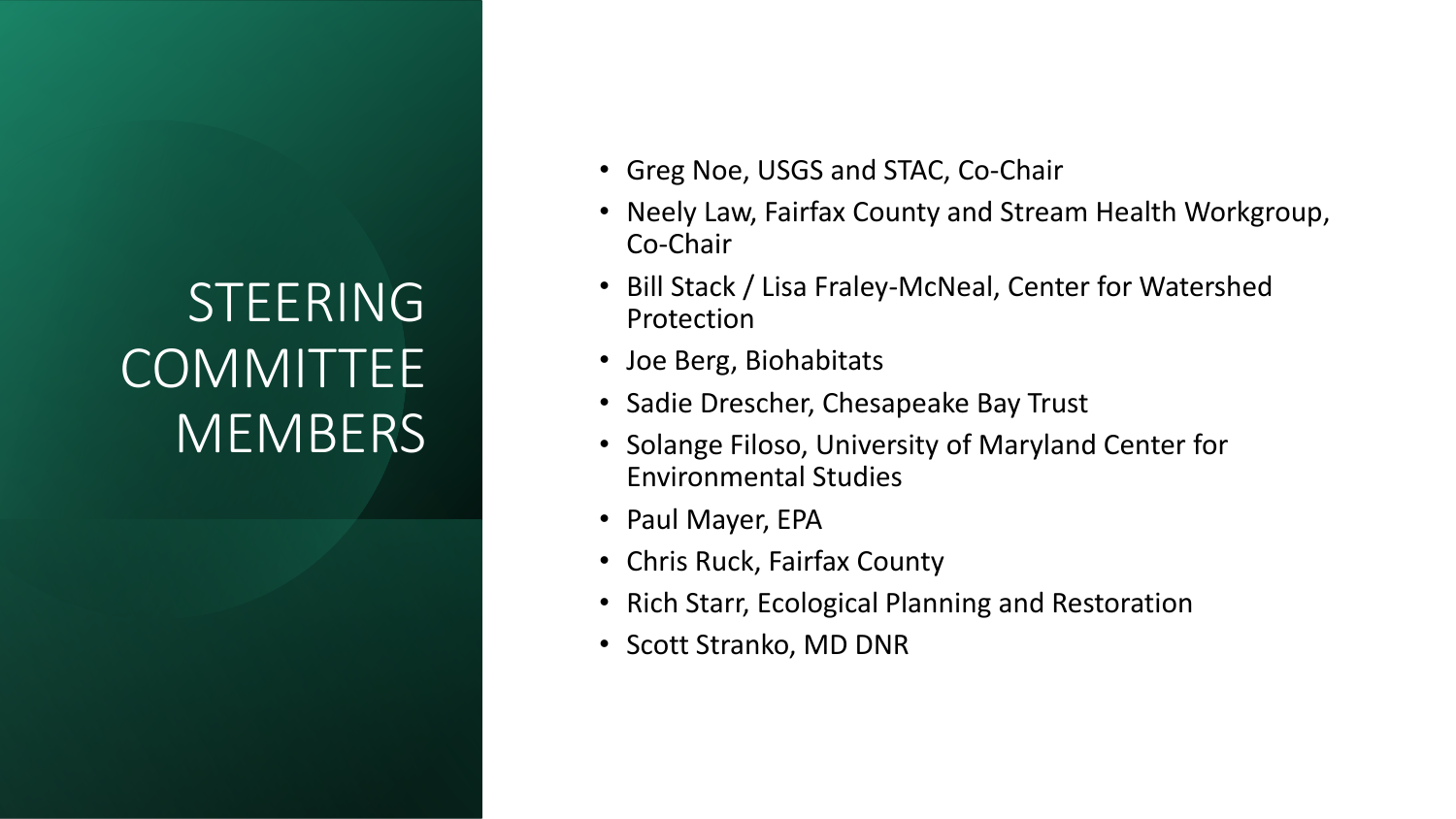# STEERING COMMITTEE MEMBERS

- Greg Noe, USGS and STAC, Co-Chair
- Neely Law, Fairfax County and Stream Health Workgroup, Co-Chair
- Bill Stack / Lisa Fraley-McNeal, Center for Watershed Protection
- Joe Berg, Biohabitats
- Sadie Drescher, Chesapeake Bay Trust
- Solange Filoso, University of Maryland Center for Environmental Studies
- Paul Mayer, EPA
- Chris Ruck, Fairfax County
- Rich Starr, Ecological Planning and Restoration
- Scott Stranko, MD DNR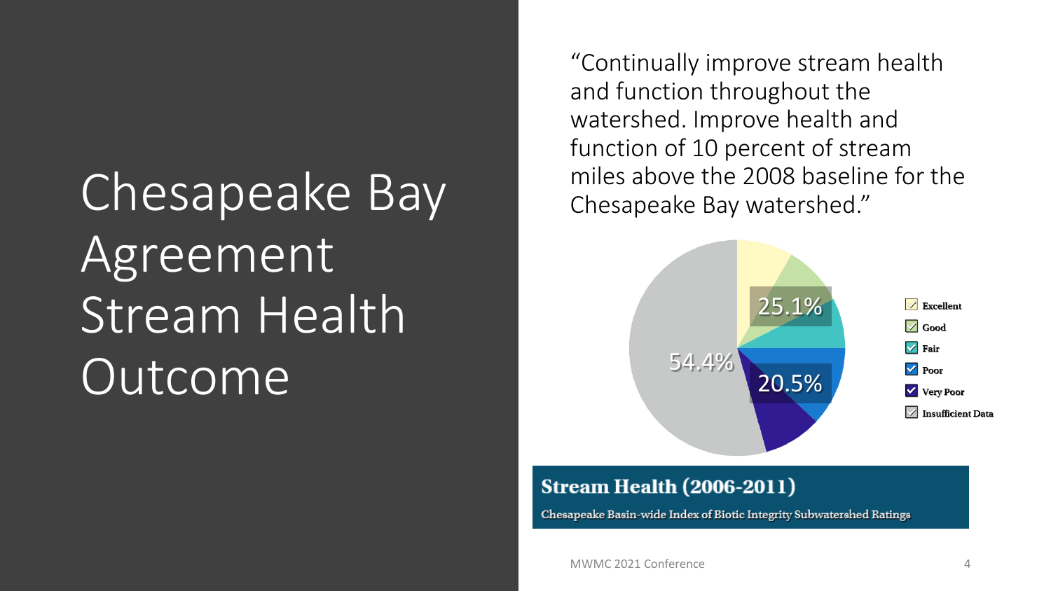# Chesapeake Bay Agreement Stream Health Outcome

"Continually improve stream health and function throughout the watershed. Improve health and function of 10 percent of stream miles above the 2008 baseline for the Chesapeake Bay watershed."

25.1%

54.4%

20.5%

Excellent

Good

Fair

Poor

Very Poor

Insufficient Data

**Stream Health (2006-2011)**

Chesapeake Basin-wide Index of Biotic Integrity Subwatershed Ratings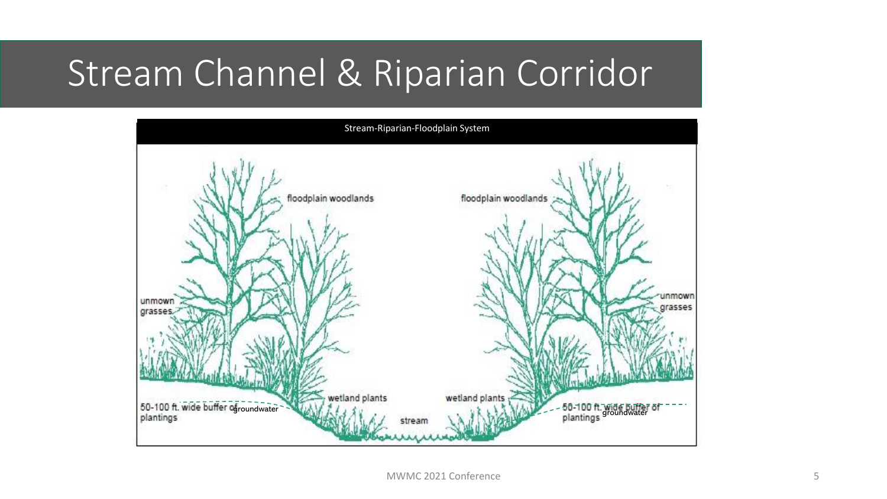# Stream Channel & Riparian Corridor

Stream-Riparian-Floodplain System

floodplain woodlands

floodplain woodlands

unmown grasses

unmown grasses

50-100 ft. wide buffer of plantings

groundwater

wetland plants

stream

wetland plants

50-100 ft. wide buffer of plantings

groundwater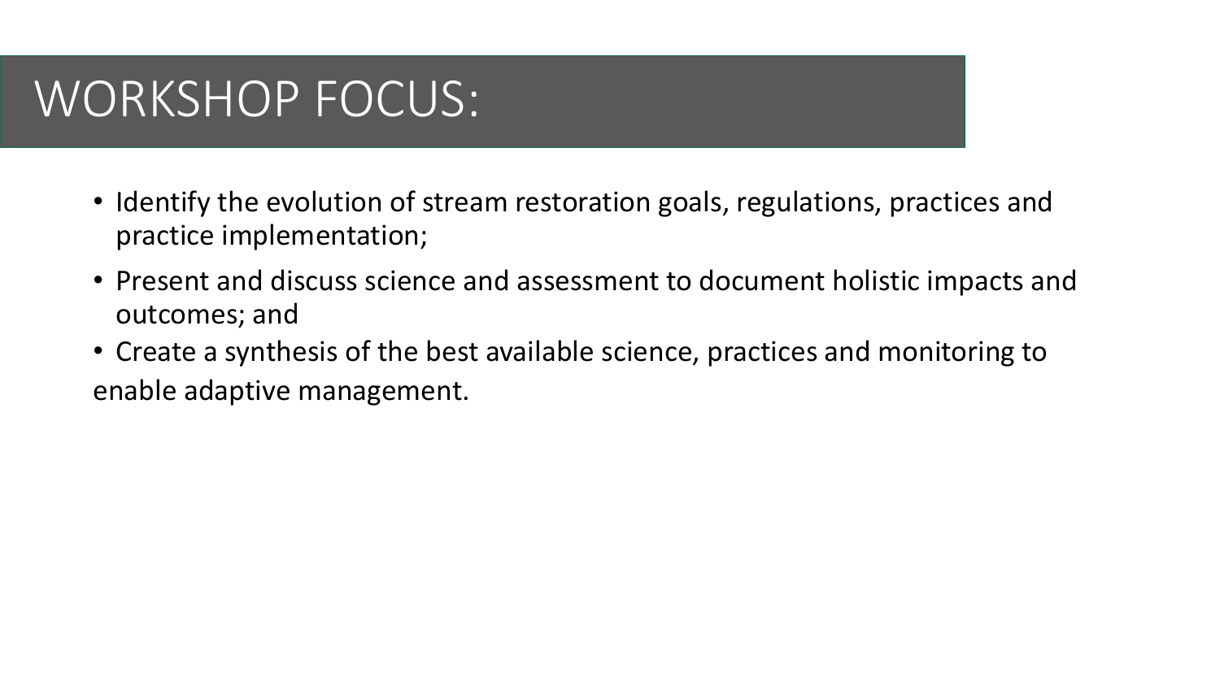# WORKSHOP FOCUS:

- Identify the evolution of stream restoration goals, regulations, practices and practice implementation;
- Present and discuss science and assessment to document holistic impacts and outcomes; and
- Create a synthesis of the best available science, practices and monitoring to enable adaptive management.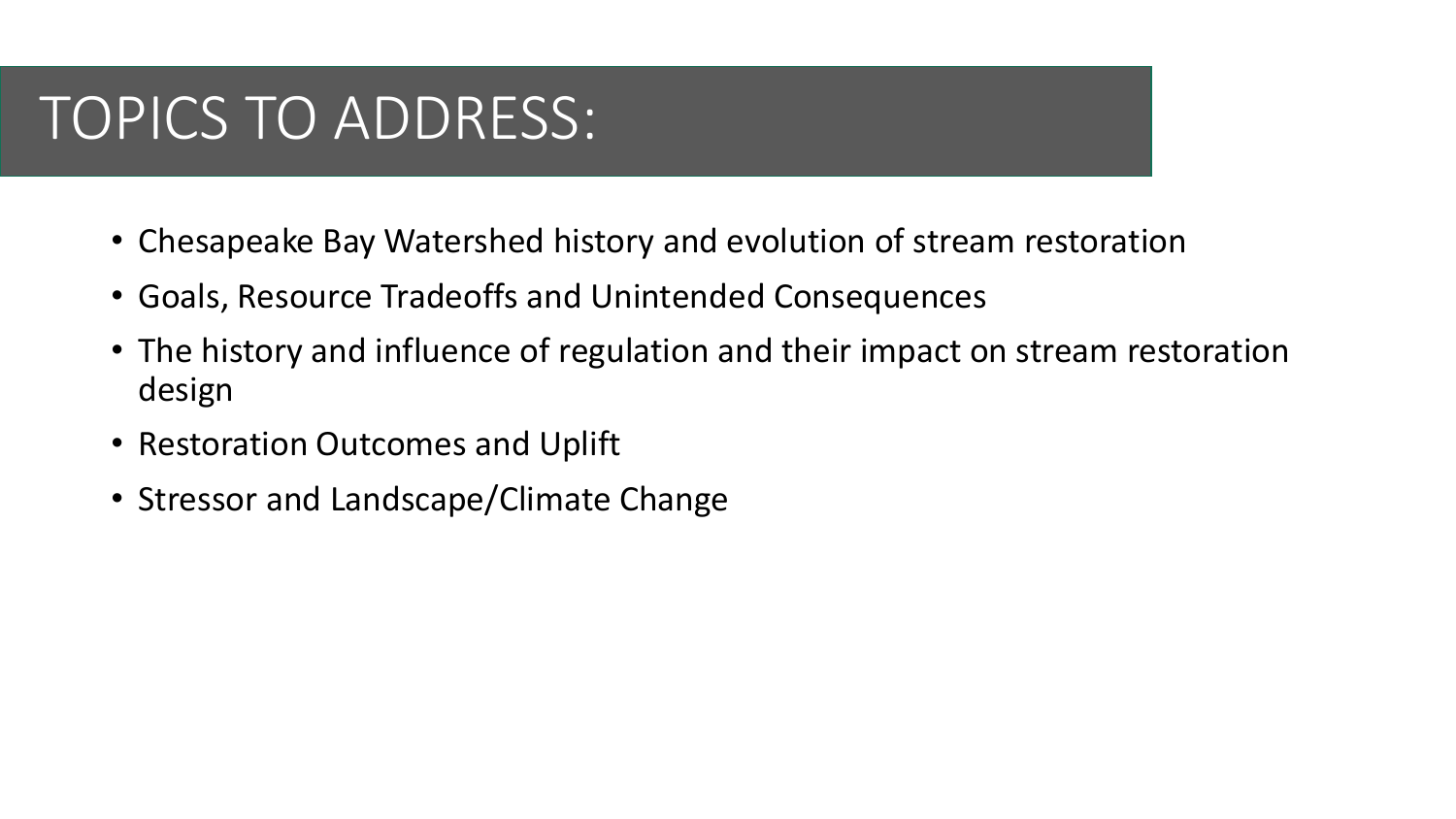# TOPICS TO ADDRESS:

- Chesapeake Bay Watershed history and evolution of stream restoration
- Goals, Resource Tradeoffs and Unintended Consequences
- The history and influence of regulation and their impact on stream restoration design
- Restoration Outcomes and Uplift
- Stressor and Landscape/Climate Change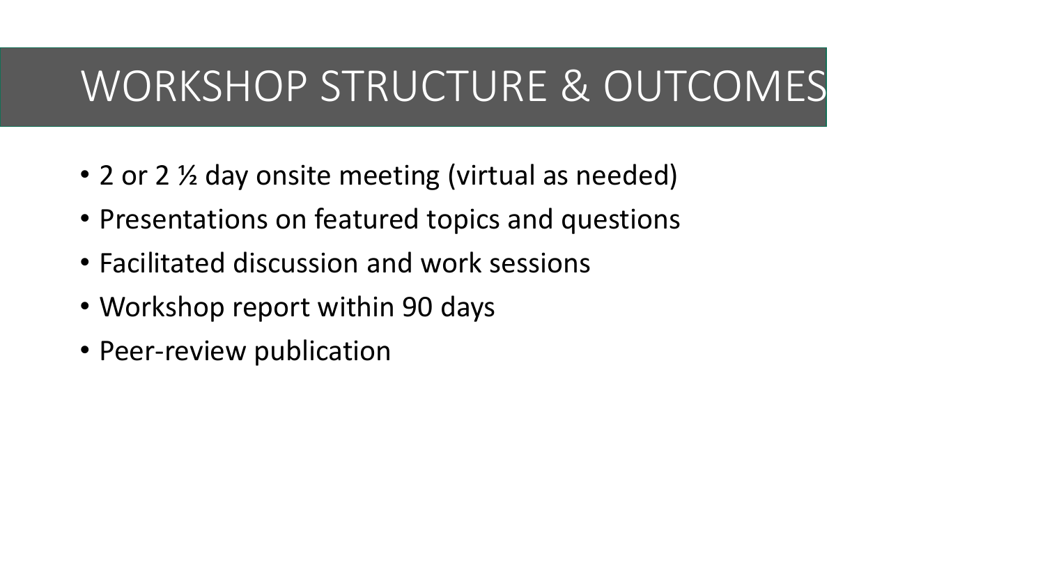# WORKSHOP STRUCTURE & OUTCOMES

- 2 or 2 ½ day onsite meeting (virtual as needed)
- Presentations on featured topics and questions
- Facilitated discussion and work sessions
- Workshop report within 90 days
- Peer-review publication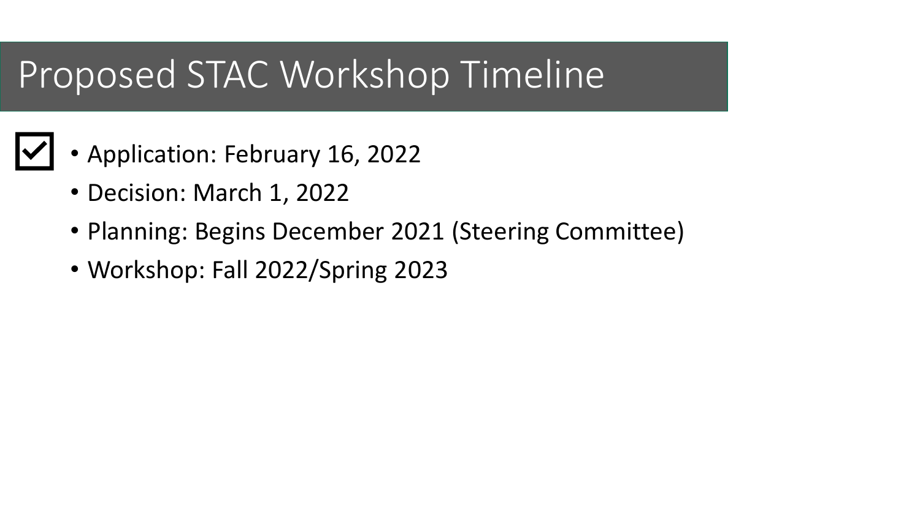# Proposed STAC Workshop Timeline

- Application: February 16, 2022
- Decision: March 1, 2022
- Planning: Begins December 2021 (Steering Committee)
- Workshop: Fall 2022/Spring 2023